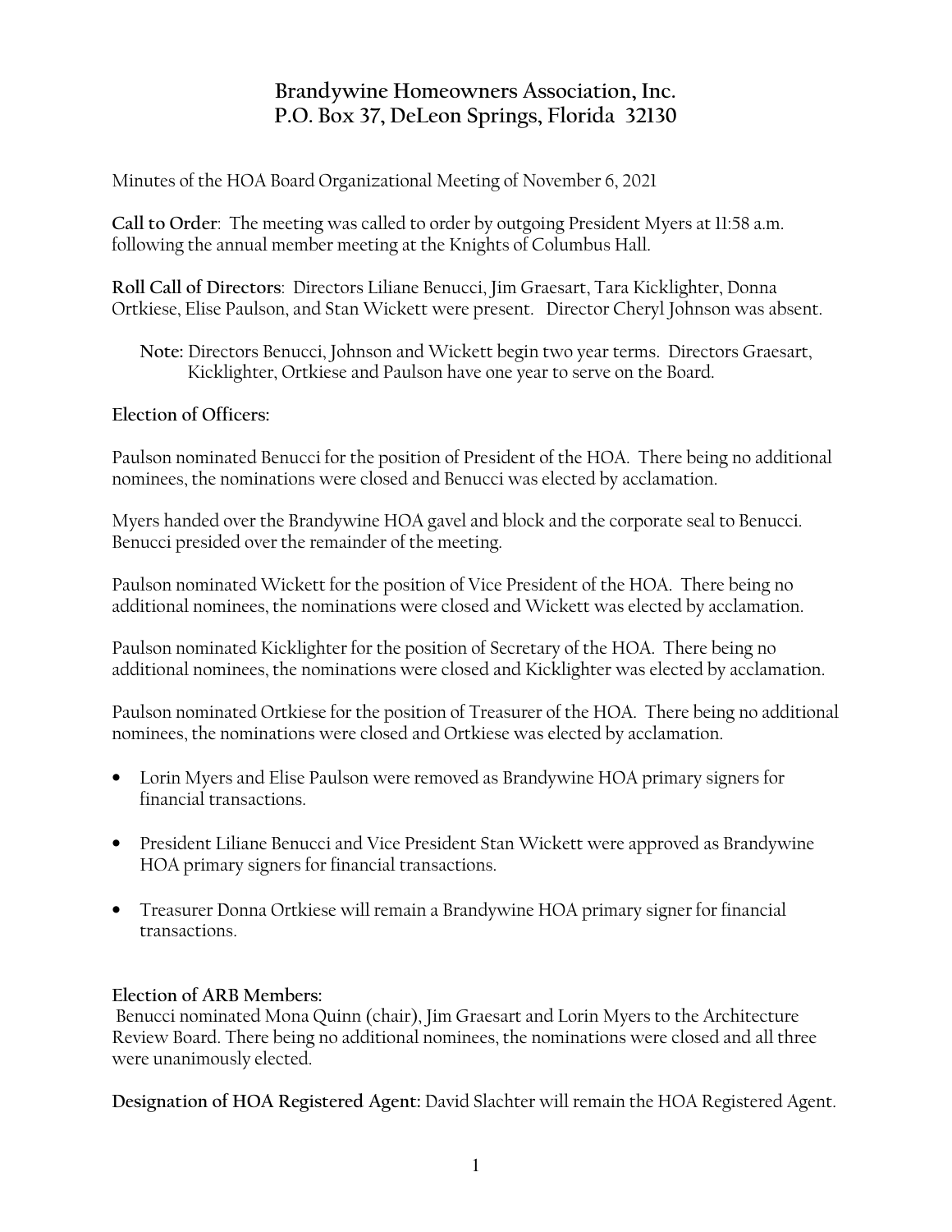# Brandywine Homeowners Association, Inc.
## P.O. Box 37, DeLeon Springs, Florida 32130

Minutes of the HOA Board Organizational Meeting of November 6, 2021

**Call to Order**: The meeting was called to order by outgoing President Myers at 11:58 a.m. following the annual member meeting at the Knights of Columbus Hall.

**Roll Call of Directors**: Directors Liliane Benucci, Jim Graesart, Tara Kicklighter, Donna Ortkiese, Elise Paulson, and Stan Wickett were present. Director Cheryl Johnson was absent.

> **Note:** Directors Benucci, Johnson and Wickett begin two year terms. Directors Graesart, Kicklighter, Ortkiese and Paulson have one year to serve on the Board.

**Election of Officers:**

Paulson nominated Benucci for the position of President of the HOA. There being no additional nominees, the nominations were closed and Benucci was elected by acclamation.

Myers handed over the Brandywine HOA gavel and block and the corporate seal to Benucci. Benucci presided over the remainder of the meeting.

Paulson nominated Wickett for the position of Vice President of the HOA. There being no additional nominees, the nominations were closed and Wickett was elected by acclamation.

Paulson nominated Kicklighter for the position of Secretary of the HOA. There being no additional nominees, the nominations were closed and Kicklighter was elected by acclamation.

Paulson nominated Ortkiese for the position of Treasurer of the HOA. There being no additional nominees, the nominations were closed and Ortkiese was elected by acclamation.

- Lorin Myers and Elise Paulson were removed as Brandywine HOA primary signers for financial transactions.
- President Liliane Benucci and Vice President Stan Wickett were approved as Brandywine HOA primary signers for financial transactions.
- Treasurer Donna Ortkiese will remain a Brandywine HOA primary signer for financial transactions.

**Election of ARB Members:**

Benucci nominated Mona Quinn (chair), Jim Graesart and Lorin Myers to the Architecture Review Board. There being no additional nominees, the nominations were closed and all three were unanimously elected.

**Designation of HOA Registered Agent:** David Slachter will remain the HOA Registered Agent.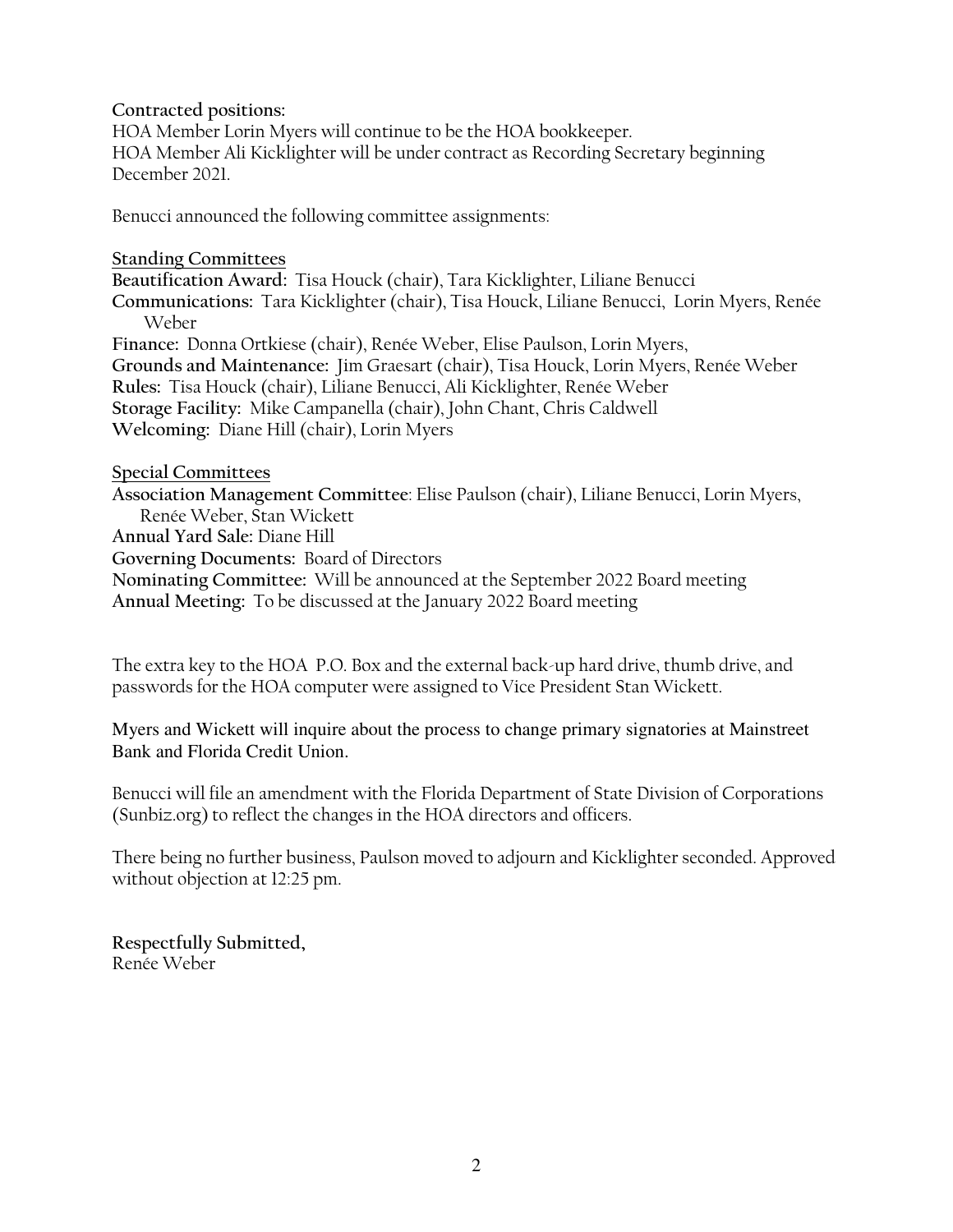**Contracted positions:**
HOA Member Lorin Myers will continue to be the HOA bookkeeper.
HOA Member Ali Kicklighter will be under contract as Recording Secretary beginning December 2021.

Benucci announced the following committee assignments:

**Standing Committees**

**Beautification Award:** Tisa Houck (chair), Tara Kicklighter, Liliane Benucci
**Communications:** Tara Kicklighter (chair), Tisa Houck, Liliane Benucci, Lorin Myers, Renée Weber
**Finance:** Donna Ortkiese (chair), Renée Weber, Elise Paulson, Lorin Myers,
**Grounds and Maintenance:** Jim Graesart (chair), Tisa Houck, Lorin Myers, Renée Weber
**Rules:** Tisa Houck (chair), Liliane Benucci, Ali Kicklighter, Renée Weber
**Storage Facility:** Mike Campanella (chair), John Chant, Chris Caldwell
**Welcoming:** Diane Hill (chair), Lorin Myers

**Special Committees**

**Association Management Committee**: Elise Paulson (chair), Liliane Benucci, Lorin Myers, Renée Weber, Stan Wickett
**Annual Yard Sale:** Diane Hill
**Governing Documents:** Board of Directors
**Nominating Committee:** Will be announced at the September 2022 Board meeting
**Annual Meeting:** To be discussed at the January 2022 Board meeting

The extra key to the HOA P.O. Box and the external back-up hard drive, thumb drive, and passwords for the HOA computer were assigned to Vice President Stan Wickett.

Myers and Wickett will inquire about the process to change primary signatories at Mainstreet Bank and Florida Credit Union.

Benucci will file an amendment with the Florida Department of State Division of Corporations (Sunbiz.org) to reflect the changes in the HOA directors and officers.

There being no further business, Paulson moved to adjourn and Kicklighter seconded. Approved without objection at 12:25 pm.

**Respectfully Submitted,**
Renée Weber